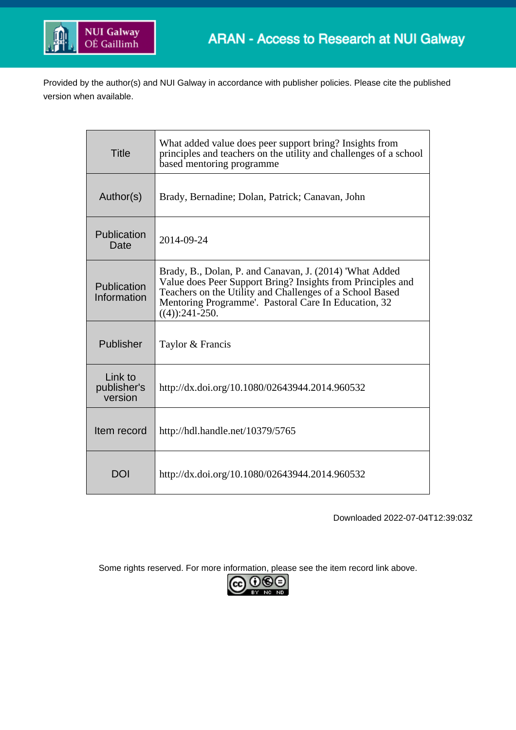ARAN - Access to Research at NUI Galway

Provided by the author(s) and NUI Galway in accordance with publisher policies. Please cite the published version when available.

| | |
|---|---|
| Title | What added value does peer support bring? Insights from principles and teachers on the utility and challenges of a school based mentoring programme |
| Author(s) | Brady, Bernadine; Dolan, Patrick; Canavan, John |
| Publication Date | 2014-09-24 |
| Publication Information | Brady, B., Dolan, P. and Canavan, J. (2014) 'What Added Value does Peer Support Bring? Insights from Principles and Teachers on the Utility and Challenges of a School Based Mentoring Programme'. Pastoral Care In Education, 32 ((4)):241-250. |
| Publisher | Taylor & Francis |
| Link to publisher's version | http://dx.doi.org/10.1080/02643944.2014.960532 |
| Item record | http://hdl.handle.net/10379/5765 |
| DOI | http://dx.doi.org/10.1080/02643944.2014.960532 |

Downloaded 2022-07-04T12:39:03Z

Some rights reserved. For more information, please see the item record link above.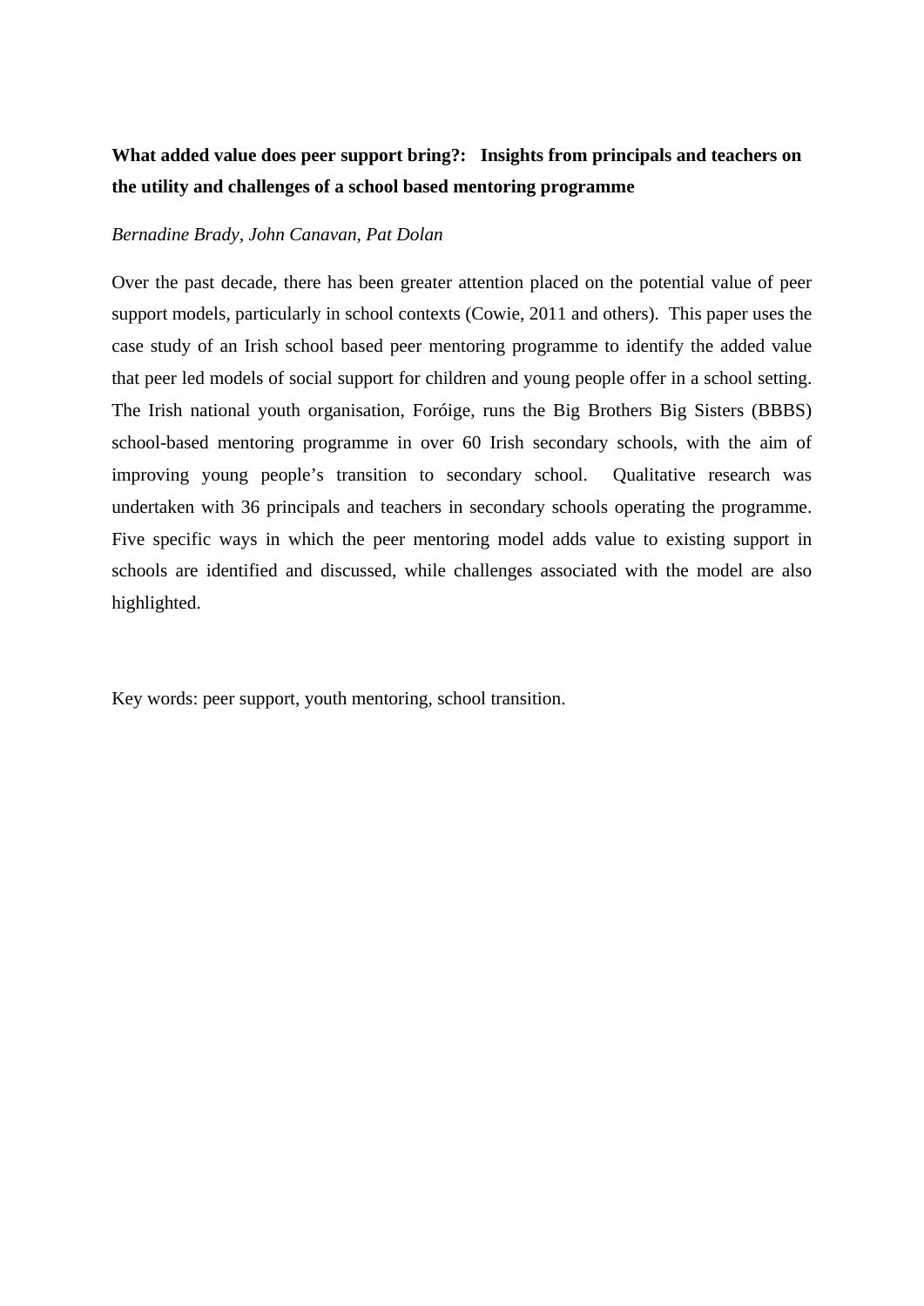**What added value does peer support bring?: Insights from principals and teachers on the utility and challenges of a school based mentoring programme**

*Bernadine Brady, John Canavan, Pat Dolan*

Over the past decade, there has been greater attention placed on the potential value of peer support models, particularly in school contexts (Cowie, 2011 and others). This paper uses the case study of an Irish school based peer mentoring programme to identify the added value that peer led models of social support for children and young people offer in a school setting. The Irish national youth organisation, Foróige, runs the Big Brothers Big Sisters (BBBS) school-based mentoring programme in over 60 Irish secondary schools, with the aim of improving young people's transition to secondary school. Qualitative research was undertaken with 36 principals and teachers in secondary schools operating the programme. Five specific ways in which the peer mentoring model adds value to existing support in schools are identified and discussed, while challenges associated with the model are also highlighted.

Key words: peer support, youth mentoring, school transition.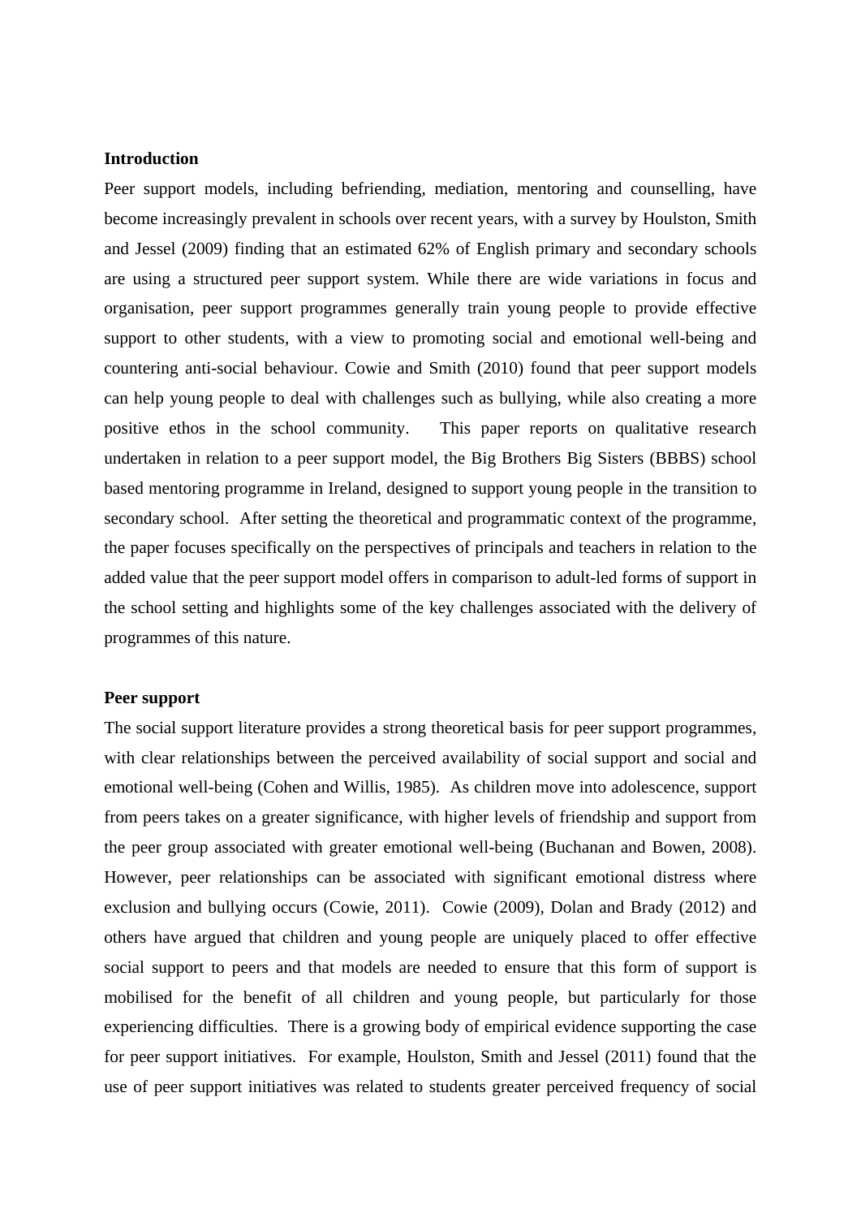**Introduction**

Peer support models, including befriending, mediation, mentoring and counselling, have become increasingly prevalent in schools over recent years, with a survey by Houlston, Smith and Jessel (2009) finding that an estimated 62% of English primary and secondary schools are using a structured peer support system. While there are wide variations in focus and organisation, peer support programmes generally train young people to provide effective support to other students, with a view to promoting social and emotional well-being and countering anti-social behaviour. Cowie and Smith (2010) found that peer support models can help young people to deal with challenges such as bullying, while also creating a more positive ethos in the school community. This paper reports on qualitative research undertaken in relation to a peer support model, the Big Brothers Big Sisters (BBBS) school based mentoring programme in Ireland, designed to support young people in the transition to secondary school. After setting the theoretical and programmatic context of the programme, the paper focuses specifically on the perspectives of principals and teachers in relation to the added value that the peer support model offers in comparison to adult-led forms of support in the school setting and highlights some of the key challenges associated with the delivery of programmes of this nature.

**Peer support**

The social support literature provides a strong theoretical basis for peer support programmes, with clear relationships between the perceived availability of social support and social and emotional well-being (Cohen and Willis, 1985). As children move into adolescence, support from peers takes on a greater significance, with higher levels of friendship and support from the peer group associated with greater emotional well-being (Buchanan and Bowen, 2008). However, peer relationships can be associated with significant emotional distress where exclusion and bullying occurs (Cowie, 2011). Cowie (2009), Dolan and Brady (2012) and others have argued that children and young people are uniquely placed to offer effective social support to peers and that models are needed to ensure that this form of support is mobilised for the benefit of all children and young people, but particularly for those experiencing difficulties. There is a growing body of empirical evidence supporting the case for peer support initiatives. For example, Houlston, Smith and Jessel (2011) found that the use of peer support initiatives was related to students greater perceived frequency of social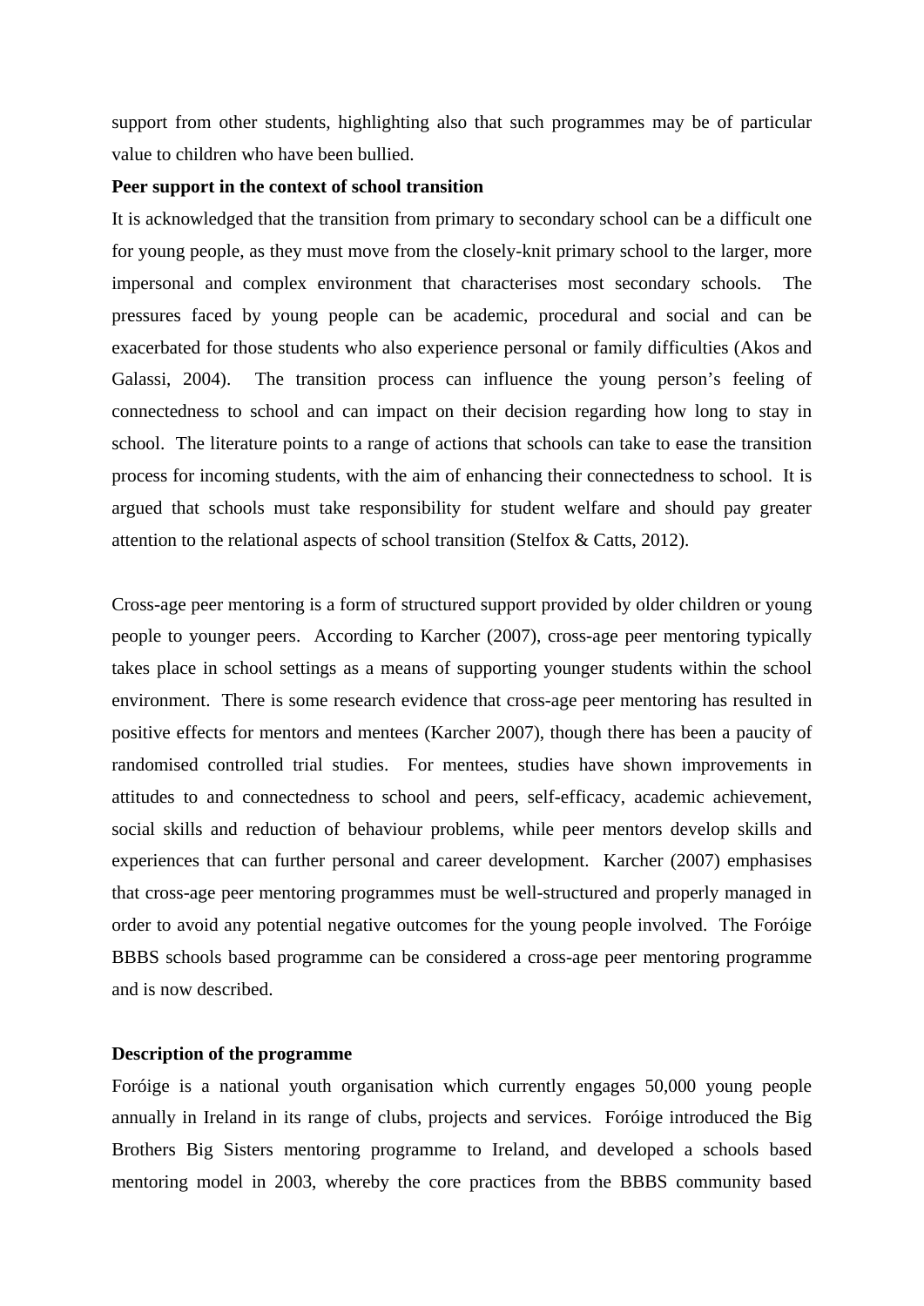support from other students, highlighting also that such programmes may be of particular value to children who have been bullied.

**Peer support in the context of school transition**

It is acknowledged that the transition from primary to secondary school can be a difficult one for young people, as they must move from the closely-knit primary school to the larger, more impersonal and complex environment that characterises most secondary schools. The pressures faced by young people can be academic, procedural and social and can be exacerbated for those students who also experience personal or family difficulties (Akos and Galassi, 2004). The transition process can influence the young person's feeling of connectedness to school and can impact on their decision regarding how long to stay in school. The literature points to a range of actions that schools can take to ease the transition process for incoming students, with the aim of enhancing their connectedness to school. It is argued that schools must take responsibility for student welfare and should pay greater attention to the relational aspects of school transition (Stelfox & Catts, 2012).

Cross-age peer mentoring is a form of structured support provided by older children or young people to younger peers. According to Karcher (2007), cross-age peer mentoring typically takes place in school settings as a means of supporting younger students within the school environment. There is some research evidence that cross-age peer mentoring has resulted in positive effects for mentors and mentees (Karcher 2007), though there has been a paucity of randomised controlled trial studies. For mentees, studies have shown improvements in attitudes to and connectedness to school and peers, self-efficacy, academic achievement, social skills and reduction of behaviour problems, while peer mentors develop skills and experiences that can further personal and career development. Karcher (2007) emphasises that cross-age peer mentoring programmes must be well-structured and properly managed in order to avoid any potential negative outcomes for the young people involved. The Foróige BBBS schools based programme can be considered a cross-age peer mentoring programme and is now described.

**Description of the programme**

Foróige is a national youth organisation which currently engages 50,000 young people annually in Ireland in its range of clubs, projects and services. Foróige introduced the Big Brothers Big Sisters mentoring programme to Ireland, and developed a schools based mentoring model in 2003, whereby the core practices from the BBBS community based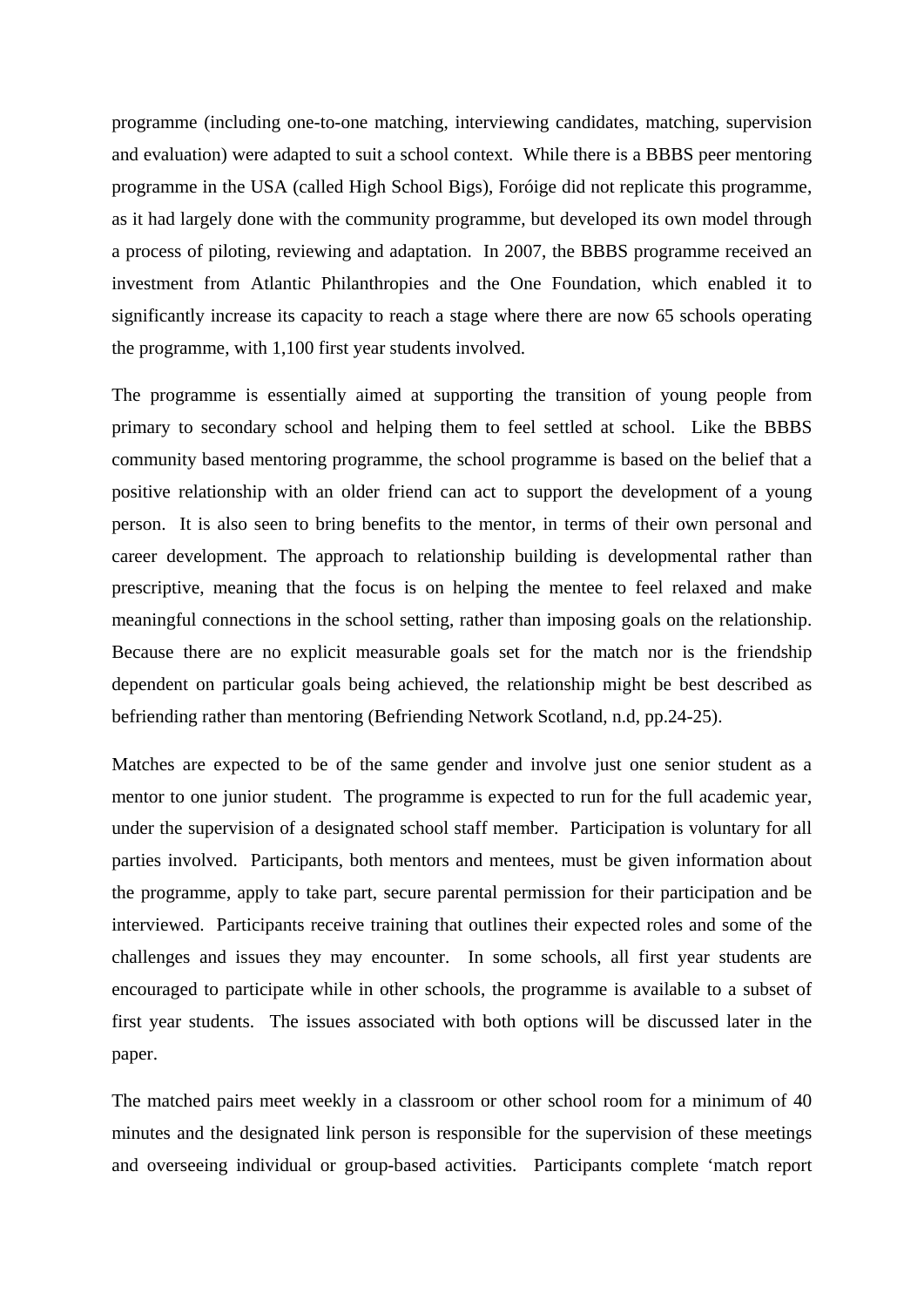programme (including one-to-one matching, interviewing candidates, matching, supervision and evaluation) were adapted to suit a school context. While there is a BBBS peer mentoring programme in the USA (called High School Bigs), Foróige did not replicate this programme, as it had largely done with the community programme, but developed its own model through a process of piloting, reviewing and adaptation. In 2007, the BBBS programme received an investment from Atlantic Philanthropies and the One Foundation, which enabled it to significantly increase its capacity to reach a stage where there are now 65 schools operating the programme, with 1,100 first year students involved.

The programme is essentially aimed at supporting the transition of young people from primary to secondary school and helping them to feel settled at school. Like the BBBS community based mentoring programme, the school programme is based on the belief that a positive relationship with an older friend can act to support the development of a young person. It is also seen to bring benefits to the mentor, in terms of their own personal and career development. The approach to relationship building is developmental rather than prescriptive, meaning that the focus is on helping the mentee to feel relaxed and make meaningful connections in the school setting, rather than imposing goals on the relationship. Because there are no explicit measurable goals set for the match nor is the friendship dependent on particular goals being achieved, the relationship might be best described as befriending rather than mentoring (Befriending Network Scotland, n.d, pp.24-25).

Matches are expected to be of the same gender and involve just one senior student as a mentor to one junior student. The programme is expected to run for the full academic year, under the supervision of a designated school staff member. Participation is voluntary for all parties involved. Participants, both mentors and mentees, must be given information about the programme, apply to take part, secure parental permission for their participation and be interviewed. Participants receive training that outlines their expected roles and some of the challenges and issues they may encounter. In some schools, all first year students are encouraged to participate while in other schools, the programme is available to a subset of first year students. The issues associated with both options will be discussed later in the paper.

The matched pairs meet weekly in a classroom or other school room for a minimum of 40 minutes and the designated link person is responsible for the supervision of these meetings and overseeing individual or group-based activities. Participants complete 'match report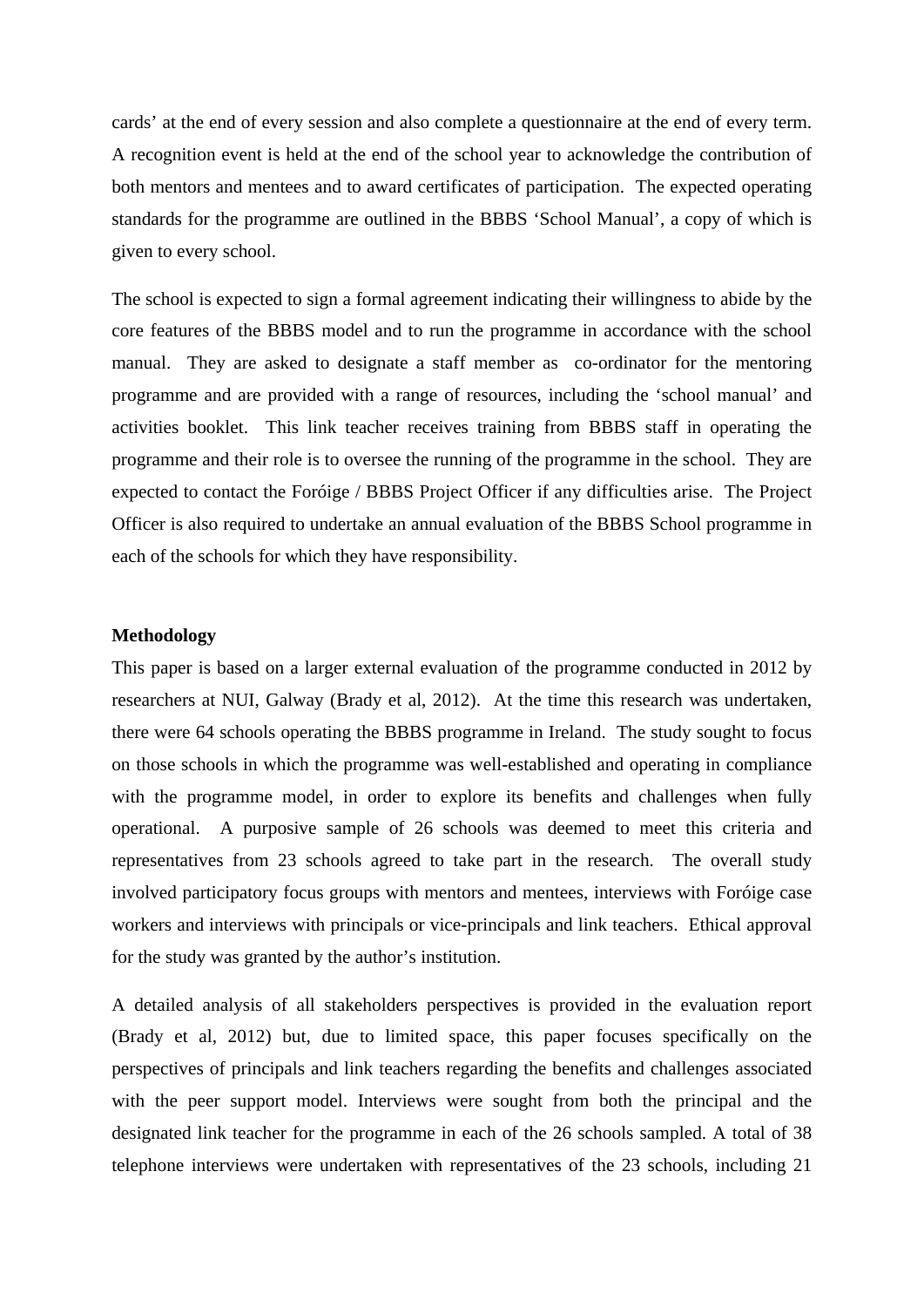cards' at the end of every session and also complete a questionnaire at the end of every term. A recognition event is held at the end of the school year to acknowledge the contribution of both mentors and mentees and to award certificates of participation. The expected operating standards for the programme are outlined in the BBBS 'School Manual', a copy of which is given to every school.

The school is expected to sign a formal agreement indicating their willingness to abide by the core features of the BBBS model and to run the programme in accordance with the school manual. They are asked to designate a staff member as co-ordinator for the mentoring programme and are provided with a range of resources, including the 'school manual' and activities booklet. This link teacher receives training from BBBS staff in operating the programme and their role is to oversee the running of the programme in the school. They are expected to contact the Foróige / BBBS Project Officer if any difficulties arise. The Project Officer is also required to undertake an annual evaluation of the BBBS School programme in each of the schools for which they have responsibility.

**Methodology**

This paper is based on a larger external evaluation of the programme conducted in 2012 by researchers at NUI, Galway (Brady et al, 2012). At the time this research was undertaken, there were 64 schools operating the BBBS programme in Ireland. The study sought to focus on those schools in which the programme was well-established and operating in compliance with the programme model, in order to explore its benefits and challenges when fully operational. A purposive sample of 26 schools was deemed to meet this criteria and representatives from 23 schools agreed to take part in the research. The overall study involved participatory focus groups with mentors and mentees, interviews with Foróige case workers and interviews with principals or vice-principals and link teachers. Ethical approval for the study was granted by the author's institution.

A detailed analysis of all stakeholders perspectives is provided in the evaluation report (Brady et al, 2012) but, due to limited space, this paper focuses specifically on the perspectives of principals and link teachers regarding the benefits and challenges associated with the peer support model. Interviews were sought from both the principal and the designated link teacher for the programme in each of the 26 schools sampled. A total of 38 telephone interviews were undertaken with representatives of the 23 schools, including 21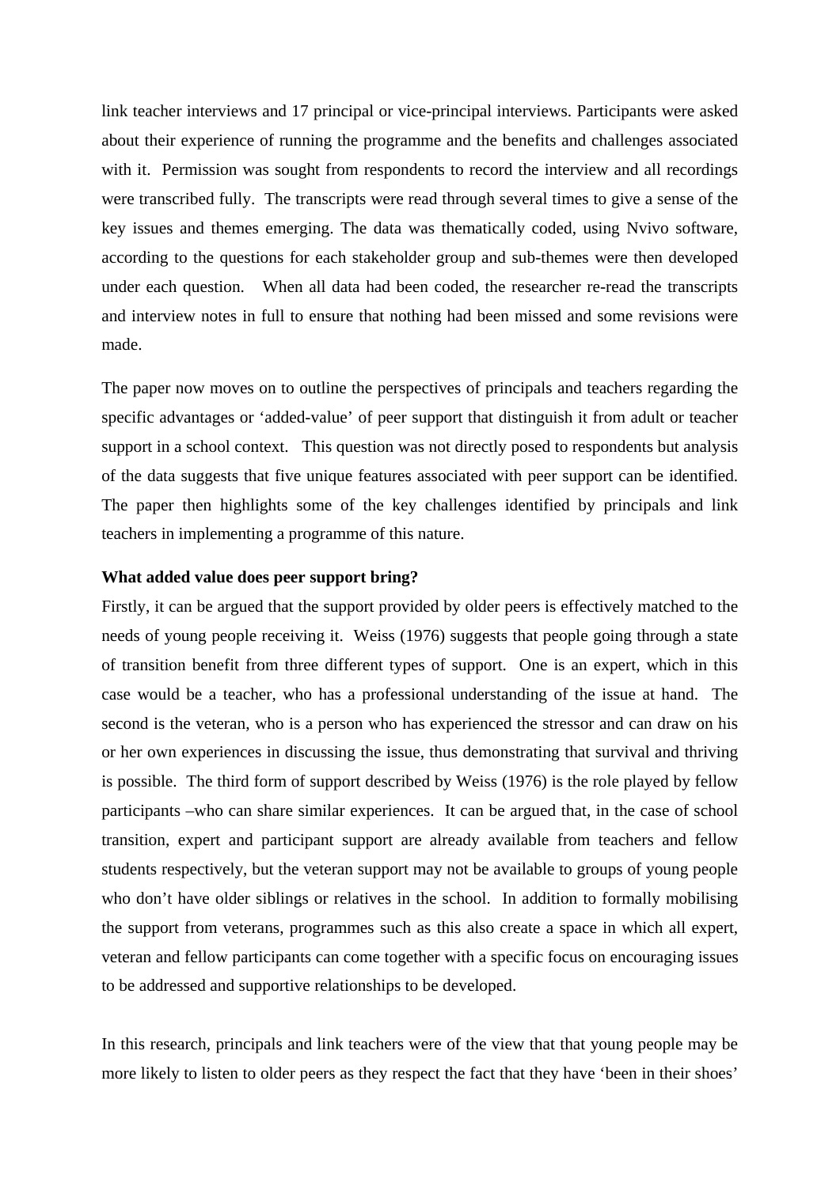link teacher interviews and 17 principal or vice-principal interviews. Participants were asked about their experience of running the programme and the benefits and challenges associated with it. Permission was sought from respondents to record the interview and all recordings were transcribed fully. The transcripts were read through several times to give a sense of the key issues and themes emerging. The data was thematically coded, using Nvivo software, according to the questions for each stakeholder group and sub-themes were then developed under each question. When all data had been coded, the researcher re-read the transcripts and interview notes in full to ensure that nothing had been missed and some revisions were made.

The paper now moves on to outline the perspectives of principals and teachers regarding the specific advantages or 'added-value' of peer support that distinguish it from adult or teacher support in a school context. This question was not directly posed to respondents but analysis of the data suggests that five unique features associated with peer support can be identified. The paper then highlights some of the key challenges identified by principals and link teachers in implementing a programme of this nature.

**What added value does peer support bring?**

Firstly, it can be argued that the support provided by older peers is effectively matched to the needs of young people receiving it. Weiss (1976) suggests that people going through a state of transition benefit from three different types of support. One is an expert, which in this case would be a teacher, who has a professional understanding of the issue at hand. The second is the veteran, who is a person who has experienced the stressor and can draw on his or her own experiences in discussing the issue, thus demonstrating that survival and thriving is possible. The third form of support described by Weiss (1976) is the role played by fellow participants –who can share similar experiences. It can be argued that, in the case of school transition, expert and participant support are already available from teachers and fellow students respectively, but the veteran support may not be available to groups of young people who don't have older siblings or relatives in the school. In addition to formally mobilising the support from veterans, programmes such as this also create a space in which all expert, veteran and fellow participants can come together with a specific focus on encouraging issues to be addressed and supportive relationships to be developed.

In this research, principals and link teachers were of the view that that young people may be more likely to listen to older peers as they respect the fact that they have 'been in their shoes'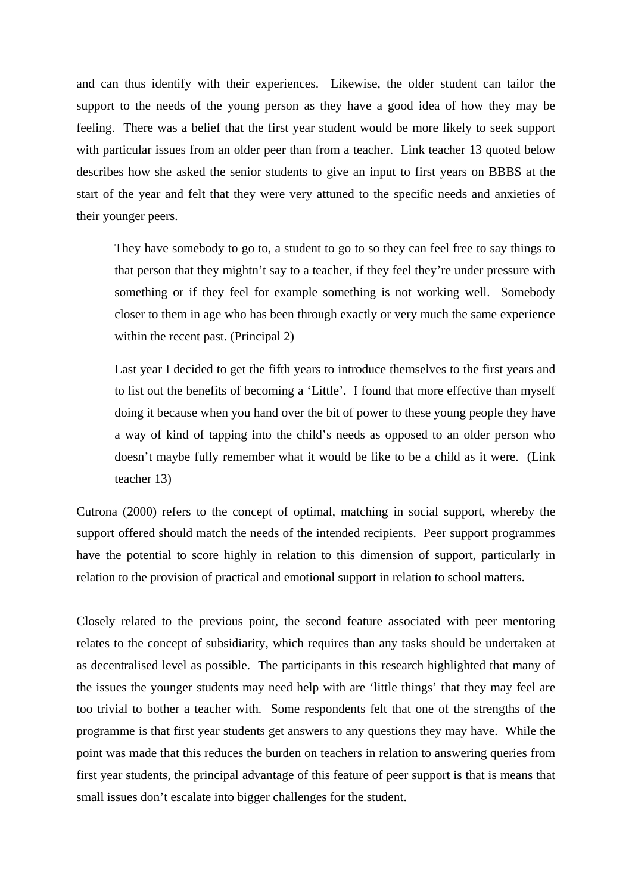and can thus identify with their experiences. Likewise, the older student can tailor the support to the needs of the young person as they have a good idea of how they may be feeling. There was a belief that the first year student would be more likely to seek support with particular issues from an older peer than from a teacher. Link teacher 13 quoted below describes how she asked the senior students to give an input to first years on BBBS at the start of the year and felt that they were very attuned to the specific needs and anxieties of their younger peers.

> They have somebody to go to, a student to go to so they can feel free to say things to that person that they mightn't say to a teacher, if they feel they're under pressure with something or if they feel for example something is not working well. Somebody closer to them in age who has been through exactly or very much the same experience within the recent past. (Principal 2)

> Last year I decided to get the fifth years to introduce themselves to the first years and to list out the benefits of becoming a 'Little'. I found that more effective than myself doing it because when you hand over the bit of power to these young people they have a way of kind of tapping into the child's needs as opposed to an older person who doesn't maybe fully remember what it would be like to be a child as it were. (Link teacher 13)

Cutrona (2000) refers to the concept of optimal, matching in social support, whereby the support offered should match the needs of the intended recipients. Peer support programmes have the potential to score highly in relation to this dimension of support, particularly in relation to the provision of practical and emotional support in relation to school matters.

Closely related to the previous point, the second feature associated with peer mentoring relates to the concept of subsidiarity, which requires than any tasks should be undertaken at as decentralised level as possible. The participants in this research highlighted that many of the issues the younger students may need help with are 'little things' that they may feel are too trivial to bother a teacher with. Some respondents felt that one of the strengths of the programme is that first year students get answers to any questions they may have. While the point was made that this reduces the burden on teachers in relation to answering queries from first year students, the principal advantage of this feature of peer support is that is means that small issues don't escalate into bigger challenges for the student.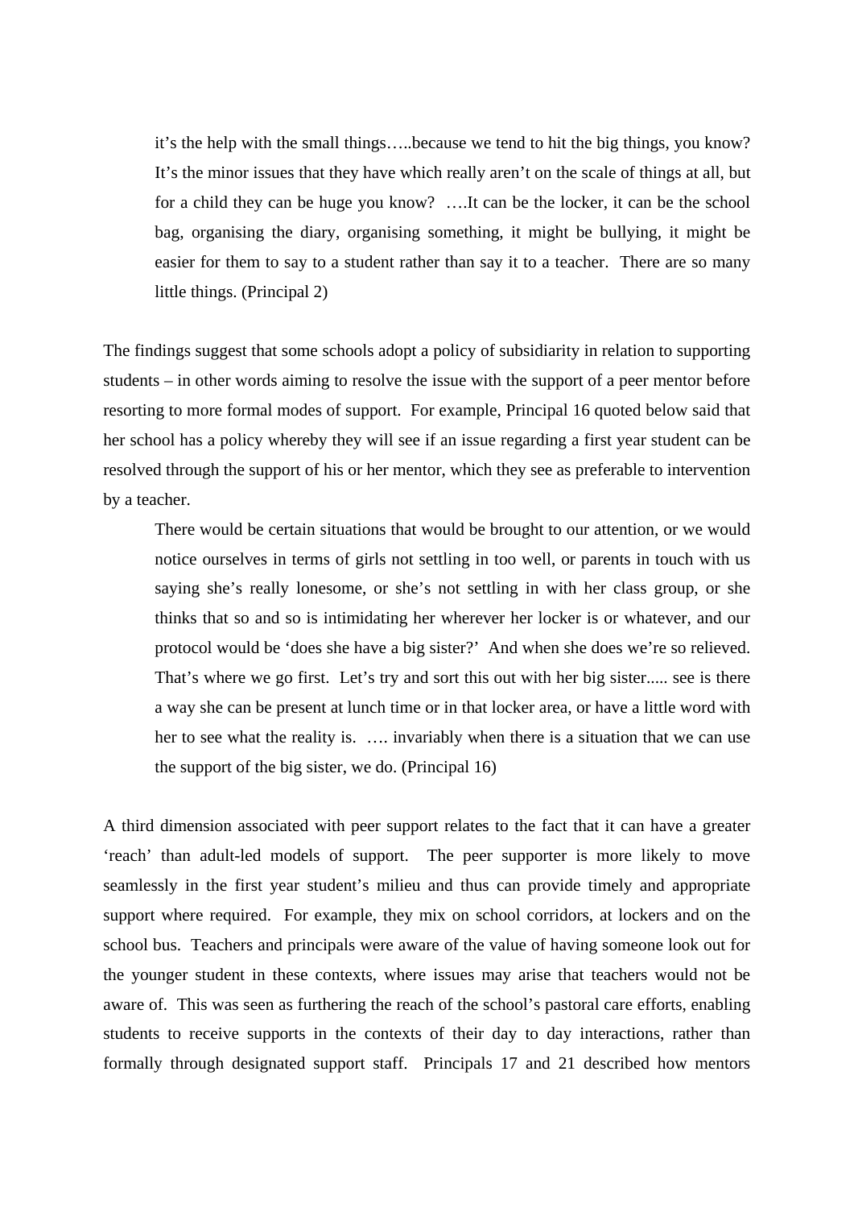> it's the help with the small things…..because we tend to hit the big things, you know? It's the minor issues that they have which really aren't on the scale of things at all, but for a child they can be huge you know? ….It can be the locker, it can be the school bag, organising the diary, organising something, it might be bullying, it might be easier for them to say to a student rather than say it to a teacher. There are so many little things. (Principal 2)

The findings suggest that some schools adopt a policy of subsidiarity in relation to supporting students – in other words aiming to resolve the issue with the support of a peer mentor before resorting to more formal modes of support. For example, Principal 16 quoted below said that her school has a policy whereby they will see if an issue regarding a first year student can be resolved through the support of his or her mentor, which they see as preferable to intervention by a teacher.

> There would be certain situations that would be brought to our attention, or we would notice ourselves in terms of girls not settling in too well, or parents in touch with us saying she's really lonesome, or she's not settling in with her class group, or she thinks that so and so is intimidating her wherever her locker is or whatever, and our protocol would be 'does she have a big sister?' And when she does we're so relieved. That's where we go first. Let's try and sort this out with her big sister..... see is there a way she can be present at lunch time or in that locker area, or have a little word with her to see what the reality is. …. invariably when there is a situation that we can use the support of the big sister, we do. (Principal 16)

A third dimension associated with peer support relates to the fact that it can have a greater 'reach' than adult-led models of support. The peer supporter is more likely to move seamlessly in the first year student's milieu and thus can provide timely and appropriate support where required. For example, they mix on school corridors, at lockers and on the school bus. Teachers and principals were aware of the value of having someone look out for the younger student in these contexts, where issues may arise that teachers would not be aware of. This was seen as furthering the reach of the school's pastoral care efforts, enabling students to receive supports in the contexts of their day to day interactions, rather than formally through designated support staff. Principals 17 and 21 described how mentors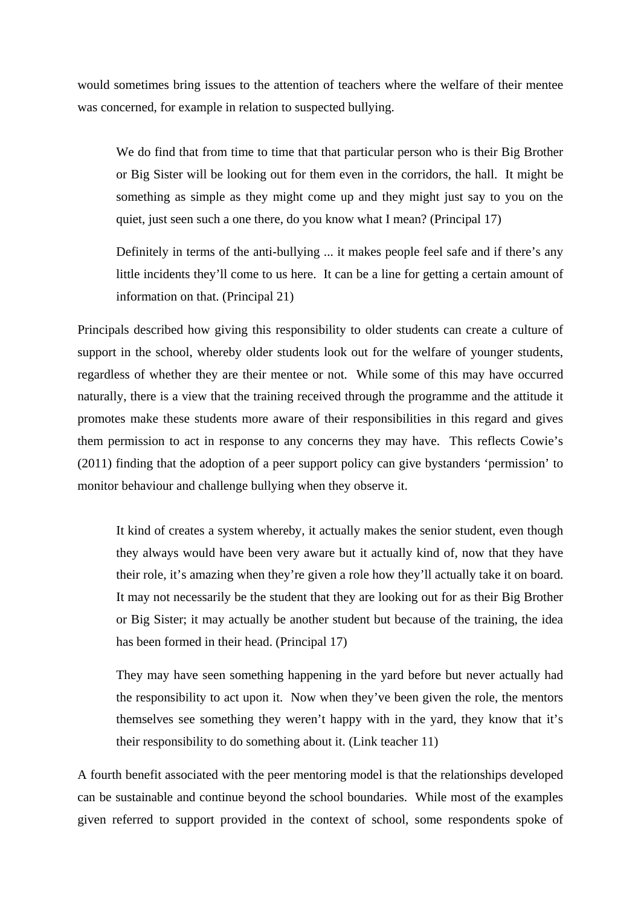would sometimes bring issues to the attention of teachers where the welfare of their mentee was concerned, for example in relation to suspected bullying.

> We do find that from time to time that that particular person who is their Big Brother or Big Sister will be looking out for them even in the corridors, the hall. It might be something as simple as they might come up and they might just say to you on the quiet, just seen such a one there, do you know what I mean? (Principal 17)

> Definitely in terms of the anti-bullying ... it makes people feel safe and if there's any little incidents they'll come to us here. It can be a line for getting a certain amount of information on that. (Principal 21)

Principals described how giving this responsibility to older students can create a culture of support in the school, whereby older students look out for the welfare of younger students, regardless of whether they are their mentee or not. While some of this may have occurred naturally, there is a view that the training received through the programme and the attitude it promotes make these students more aware of their responsibilities in this regard and gives them permission to act in response to any concerns they may have. This reflects Cowie's (2011) finding that the adoption of a peer support policy can give bystanders 'permission' to monitor behaviour and challenge bullying when they observe it.

> It kind of creates a system whereby, it actually makes the senior student, even though they always would have been very aware but it actually kind of, now that they have their role, it's amazing when they're given a role how they'll actually take it on board. It may not necessarily be the student that they are looking out for as their Big Brother or Big Sister; it may actually be another student but because of the training, the idea has been formed in their head. (Principal 17)

> They may have seen something happening in the yard before but never actually had the responsibility to act upon it. Now when they've been given the role, the mentors themselves see something they weren't happy with in the yard, they know that it's their responsibility to do something about it. (Link teacher 11)

A fourth benefit associated with the peer mentoring model is that the relationships developed can be sustainable and continue beyond the school boundaries. While most of the examples given referred to support provided in the context of school, some respondents spoke of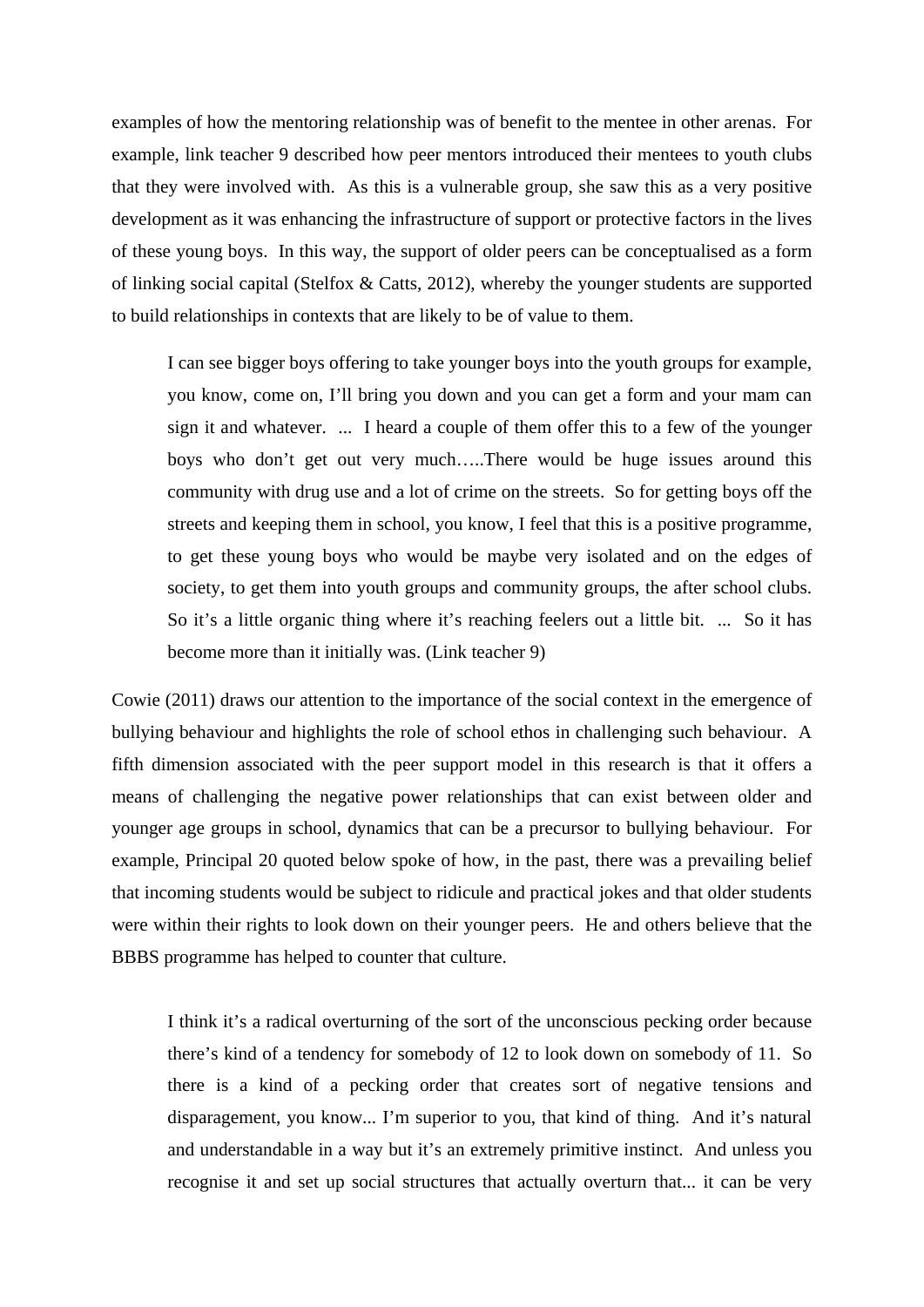examples of how the mentoring relationship was of benefit to the mentee in other arenas. For example, link teacher 9 described how peer mentors introduced their mentees to youth clubs that they were involved with. As this is a vulnerable group, she saw this as a very positive development as it was enhancing the infrastructure of support or protective factors in the lives of these young boys. In this way, the support of older peers can be conceptualised as a form of linking social capital (Stelfox & Catts, 2012), whereby the younger students are supported to build relationships in contexts that are likely to be of value to them.

> I can see bigger boys offering to take younger boys into the youth groups for example, you know, come on, I'll bring you down and you can get a form and your mam can sign it and whatever. ... I heard a couple of them offer this to a few of the younger boys who don't get out very much…..There would be huge issues around this community with drug use and a lot of crime on the streets. So for getting boys off the streets and keeping them in school, you know, I feel that this is a positive programme, to get these young boys who would be maybe very isolated and on the edges of society, to get them into youth groups and community groups, the after school clubs. So it's a little organic thing where it's reaching feelers out a little bit. ... So it has become more than it initially was. (Link teacher 9)

Cowie (2011) draws our attention to the importance of the social context in the emergence of bullying behaviour and highlights the role of school ethos in challenging such behaviour. A fifth dimension associated with the peer support model in this research is that it offers a means of challenging the negative power relationships that can exist between older and younger age groups in school, dynamics that can be a precursor to bullying behaviour. For example, Principal 20 quoted below spoke of how, in the past, there was a prevailing belief that incoming students would be subject to ridicule and practical jokes and that older students were within their rights to look down on their younger peers. He and others believe that the BBBS programme has helped to counter that culture.

> I think it's a radical overturning of the sort of the unconscious pecking order because there's kind of a tendency for somebody of 12 to look down on somebody of 11. So there is a kind of a pecking order that creates sort of negative tensions and disparagement, you know... I'm superior to you, that kind of thing. And it's natural and understandable in a way but it's an extremely primitive instinct. And unless you recognise it and set up social structures that actually overturn that... it can be very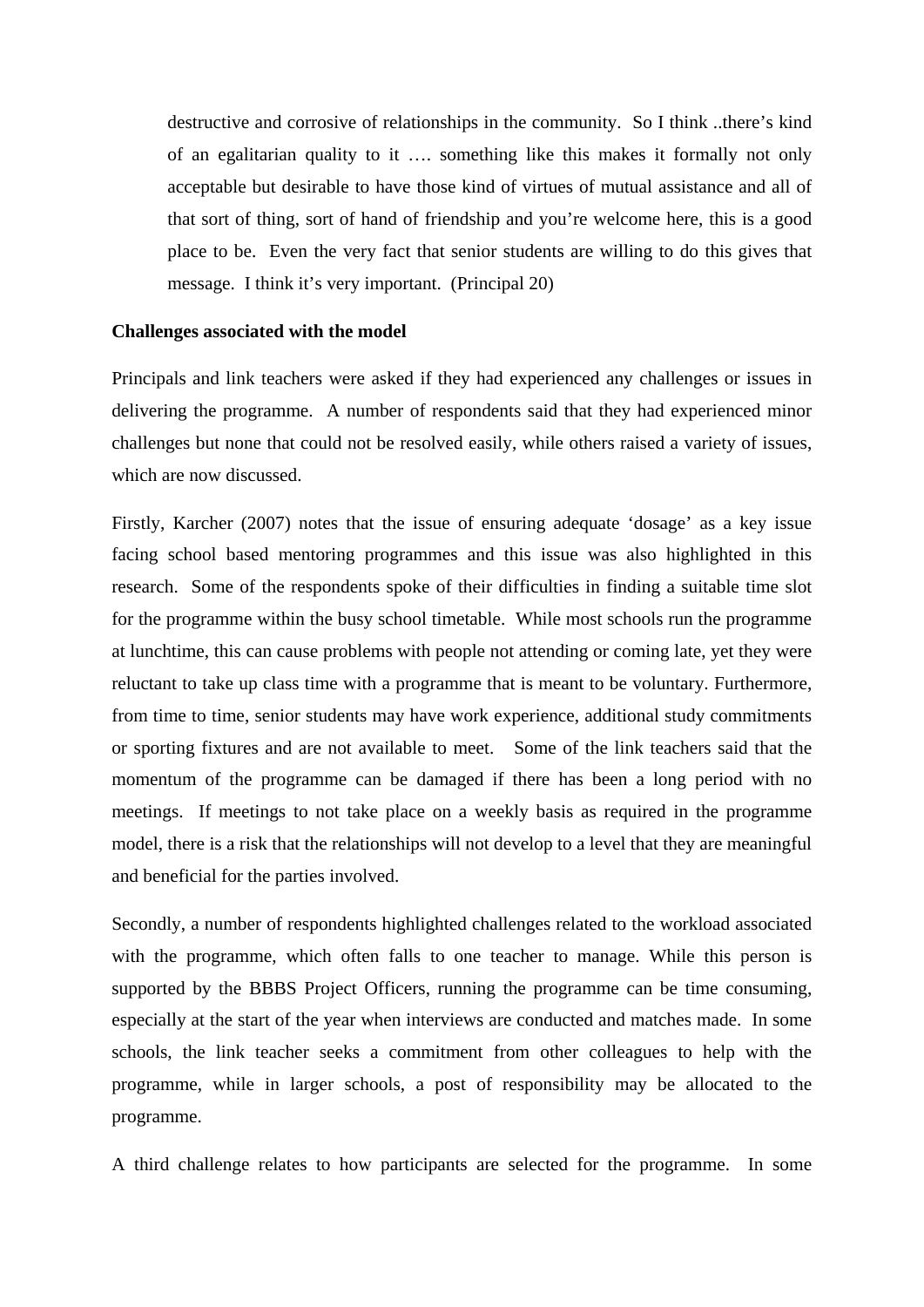> destructive and corrosive of relationships in the community. So I think ..there's kind of an egalitarian quality to it …. something like this makes it formally not only acceptable but desirable to have those kind of virtues of mutual assistance and all of that sort of thing, sort of hand of friendship and you're welcome here, this is a good place to be. Even the very fact that senior students are willing to do this gives that message. I think it's very important. (Principal 20)

**Challenges associated with the model**

Principals and link teachers were asked if they had experienced any challenges or issues in delivering the programme. A number of respondents said that they had experienced minor challenges but none that could not be resolved easily, while others raised a variety of issues, which are now discussed.

Firstly, Karcher (2007) notes that the issue of ensuring adequate 'dosage' as a key issue facing school based mentoring programmes and this issue was also highlighted in this research. Some of the respondents spoke of their difficulties in finding a suitable time slot for the programme within the busy school timetable. While most schools run the programme at lunchtime, this can cause problems with people not attending or coming late, yet they were reluctant to take up class time with a programme that is meant to be voluntary. Furthermore, from time to time, senior students may have work experience, additional study commitments or sporting fixtures and are not available to meet. Some of the link teachers said that the momentum of the programme can be damaged if there has been a long period with no meetings. If meetings to not take place on a weekly basis as required in the programme model, there is a risk that the relationships will not develop to a level that they are meaningful and beneficial for the parties involved.

Secondly, a number of respondents highlighted challenges related to the workload associated with the programme, which often falls to one teacher to manage. While this person is supported by the BBBS Project Officers, running the programme can be time consuming, especially at the start of the year when interviews are conducted and matches made. In some schools, the link teacher seeks a commitment from other colleagues to help with the programme, while in larger schools, a post of responsibility may be allocated to the programme.

A third challenge relates to how participants are selected for the programme. In some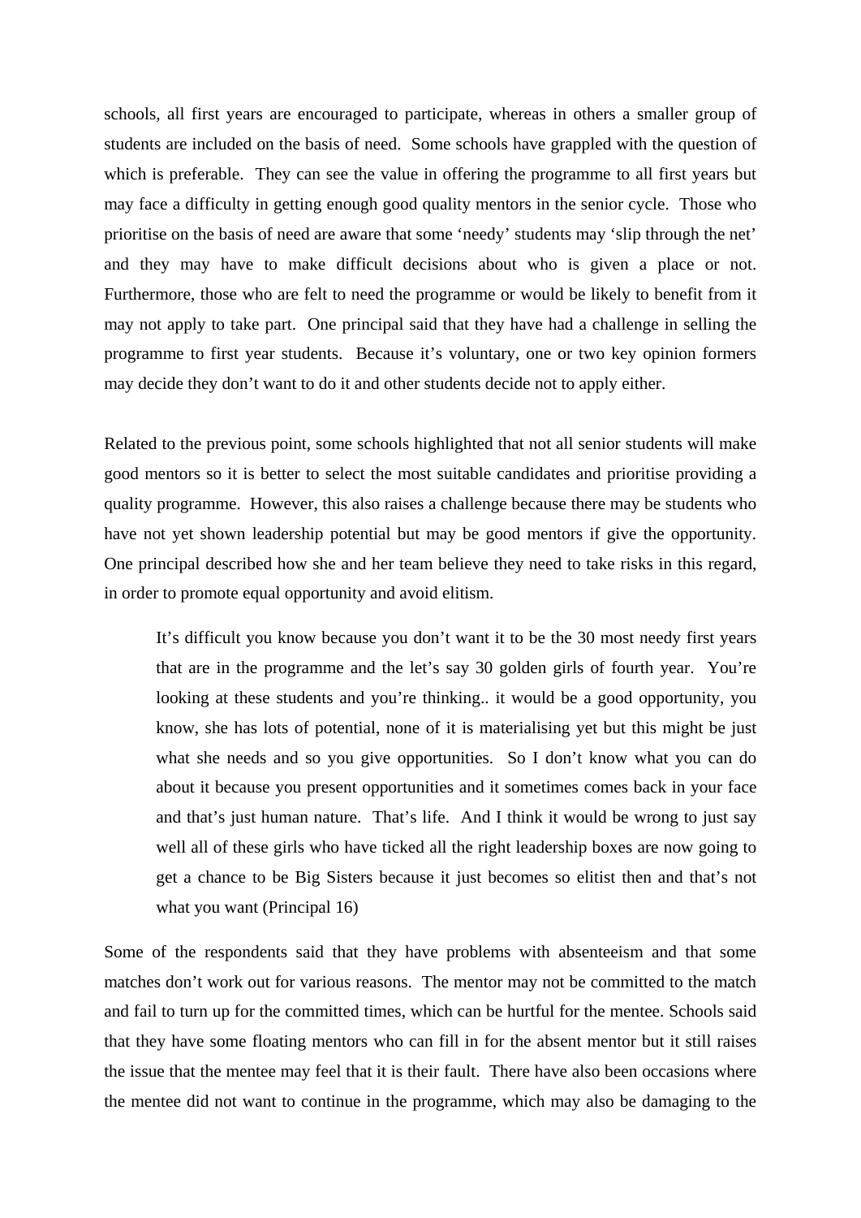schools, all first years are encouraged to participate, whereas in others a smaller group of students are included on the basis of need. Some schools have grappled with the question of which is preferable. They can see the value in offering the programme to all first years but may face a difficulty in getting enough good quality mentors in the senior cycle. Those who prioritise on the basis of need are aware that some 'needy' students may 'slip through the net' and they may have to make difficult decisions about who is given a place or not. Furthermore, those who are felt to need the programme or would be likely to benefit from it may not apply to take part. One principal said that they have had a challenge in selling the programme to first year students. Because it's voluntary, one or two key opinion formers may decide they don't want to do it and other students decide not to apply either.

Related to the previous point, some schools highlighted that not all senior students will make good mentors so it is better to select the most suitable candidates and prioritise providing a quality programme. However, this also raises a challenge because there may be students who have not yet shown leadership potential but may be good mentors if give the opportunity. One principal described how she and her team believe they need to take risks in this regard, in order to promote equal opportunity and avoid elitism.

> It's difficult you know because you don't want it to be the 30 most needy first years that are in the programme and the let's say 30 golden girls of fourth year. You're looking at these students and you're thinking.. it would be a good opportunity, you know, she has lots of potential, none of it is materialising yet but this might be just what she needs and so you give opportunities. So I don't know what you can do about it because you present opportunities and it sometimes comes back in your face and that's just human nature. That's life. And I think it would be wrong to just say well all of these girls who have ticked all the right leadership boxes are now going to get a chance to be Big Sisters because it just becomes so elitist then and that's not what you want (Principal 16)

Some of the respondents said that they have problems with absenteeism and that some matches don't work out for various reasons. The mentor may not be committed to the match and fail to turn up for the committed times, which can be hurtful for the mentee. Schools said that they have some floating mentors who can fill in for the absent mentor but it still raises the issue that the mentee may feel that it is their fault. There have also been occasions where the mentee did not want to continue in the programme, which may also be damaging to the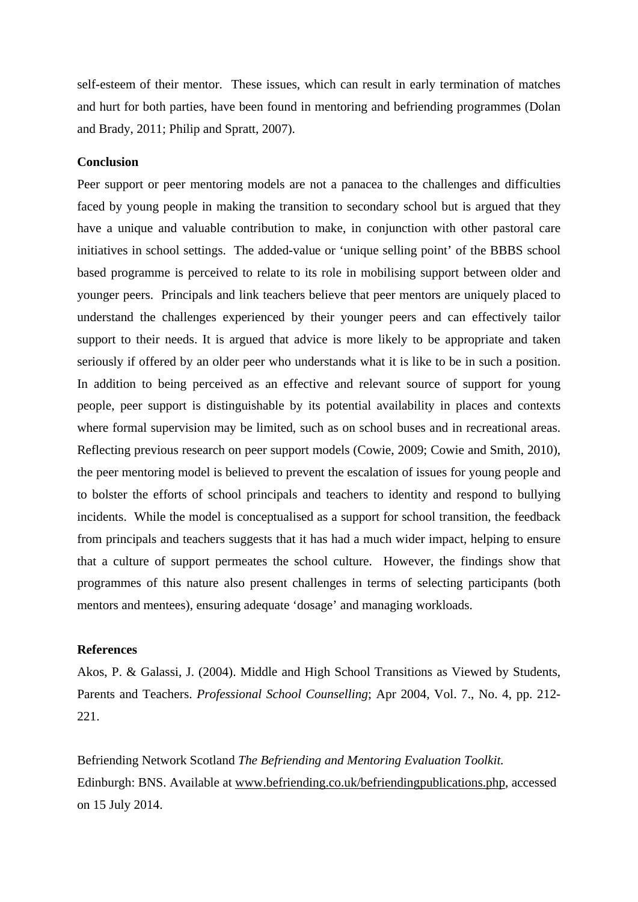self-esteem of their mentor. These issues, which can result in early termination of matches and hurt for both parties, have been found in mentoring and befriending programmes (Dolan and Brady, 2011; Philip and Spratt, 2007).

**Conclusion**

Peer support or peer mentoring models are not a panacea to the challenges and difficulties faced by young people in making the transition to secondary school but is argued that they have a unique and valuable contribution to make, in conjunction with other pastoral care initiatives in school settings. The added-value or 'unique selling point' of the BBBS school based programme is perceived to relate to its role in mobilising support between older and younger peers. Principals and link teachers believe that peer mentors are uniquely placed to understand the challenges experienced by their younger peers and can effectively tailor support to their needs. It is argued that advice is more likely to be appropriate and taken seriously if offered by an older peer who understands what it is like to be in such a position. In addition to being perceived as an effective and relevant source of support for young people, peer support is distinguishable by its potential availability in places and contexts where formal supervision may be limited, such as on school buses and in recreational areas. Reflecting previous research on peer support models (Cowie, 2009; Cowie and Smith, 2010), the peer mentoring model is believed to prevent the escalation of issues for young people and to bolster the efforts of school principals and teachers to identity and respond to bullying incidents. While the model is conceptualised as a support for school transition, the feedback from principals and teachers suggests that it has had a much wider impact, helping to ensure that a culture of support permeates the school culture. However, the findings show that programmes of this nature also present challenges in terms of selecting participants (both mentors and mentees), ensuring adequate 'dosage' and managing workloads.

**References**

Akos, P. & Galassi, J. (2004). Middle and High School Transitions as Viewed by Students, Parents and Teachers. *Professional School Counselling*; Apr 2004, Vol. 7., No. 4, pp. 212-221.

Befriending Network Scotland *The Befriending and Mentoring Evaluation Toolkit.* Edinburgh: BNS. Available at www.befriending.co.uk/befriendingpublications.php, accessed on 15 July 2014.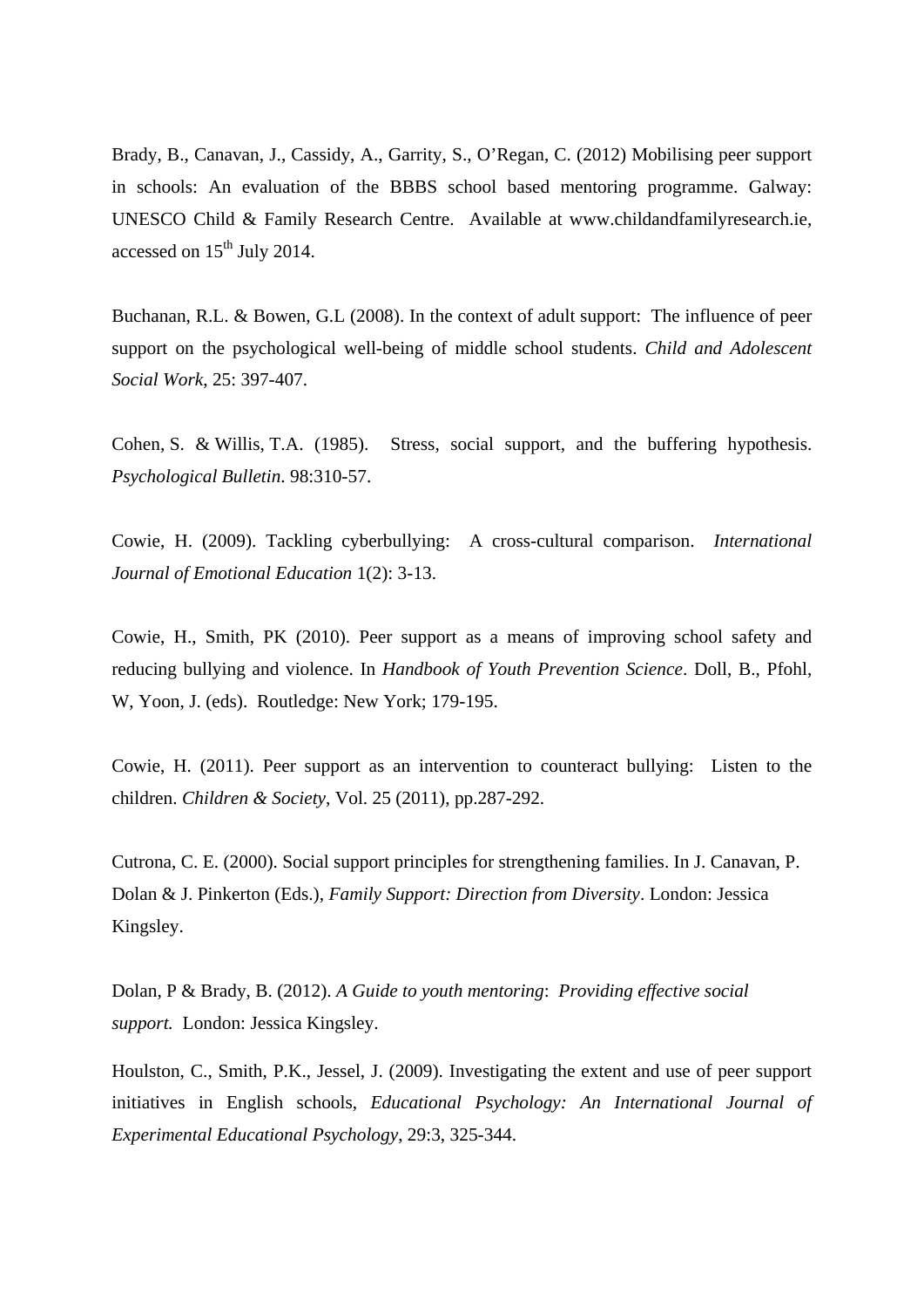Brady, B., Canavan, J., Cassidy, A., Garrity, S., O'Regan, C. (2012) Mobilising peer support in schools: An evaluation of the BBBS school based mentoring programme. Galway: UNESCO Child & Family Research Centre. Available at www.childandfamilyresearch.ie, accessed on 15th July 2014.

Buchanan, R.L. & Bowen, G.L (2008). In the context of adult support: The influence of peer support on the psychological well-being of middle school students. *Child and Adolescent Social Work*, 25: 397-407.

Cohen, S. & Willis, T.A. (1985). Stress, social support, and the buffering hypothesis. *Psychological Bulletin*. 98:310-57.

Cowie, H. (2009). Tackling cyberbullying: A cross-cultural comparison. *International Journal of Emotional Education* 1(2): 3-13.

Cowie, H., Smith, PK (2010). Peer support as a means of improving school safety and reducing bullying and violence. In *Handbook of Youth Prevention Science*. Doll, B., Pfohl, W, Yoon, J. (eds). Routledge: New York; 179-195.

Cowie, H. (2011). Peer support as an intervention to counteract bullying: Listen to the children. *Children & Society*, Vol. 25 (2011), pp.287-292.

Cutrona, C. E. (2000). Social support principles for strengthening families. In J. Canavan, P. Dolan & J. Pinkerton (Eds.), *Family Support: Direction from Diversity*. London: Jessica Kingsley.

Dolan, P & Brady, B. (2012). *A Guide to youth mentoring*: *Providing effective social support.* London: Jessica Kingsley.

Houlston, C., Smith, P.K., Jessel, J. (2009). Investigating the extent and use of peer support initiatives in English schools, *Educational Psychology: An International Journal of Experimental Educational Psychology*, 29:3, 325-344.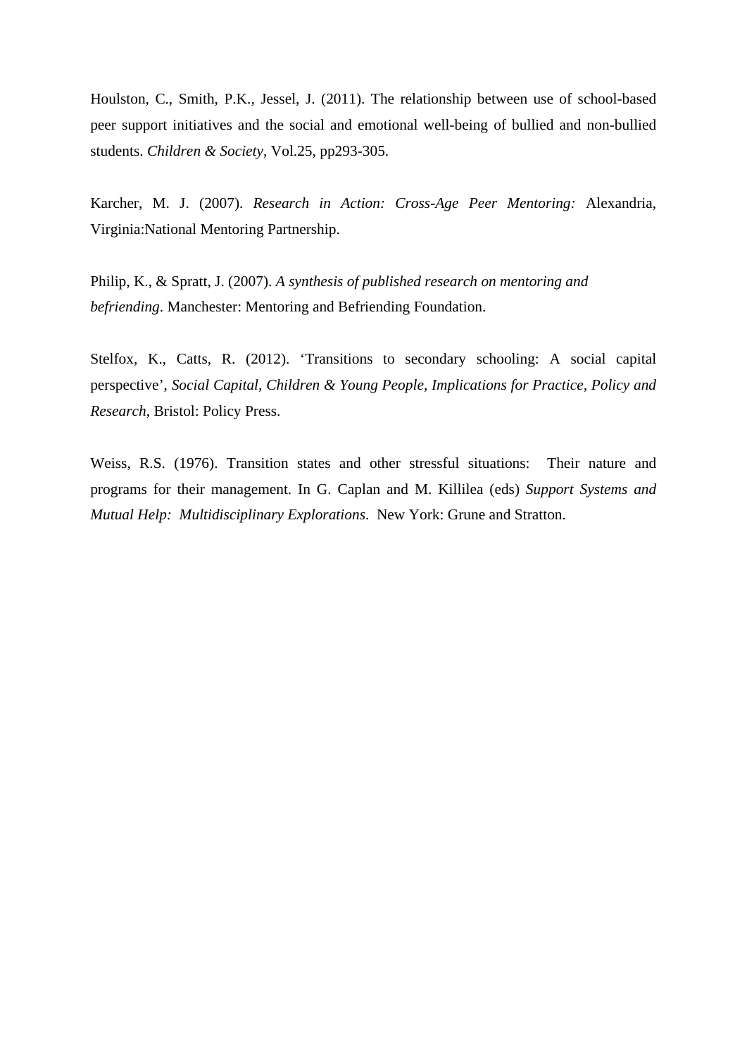Houlston, C., Smith, P.K., Jessel, J. (2011). The relationship between use of school-based peer support initiatives and the social and emotional well-being of bullied and non-bullied students. *Children & Society*, Vol.25, pp293-305.

Karcher, M. J. (2007). *Research in Action: Cross-Age Peer Mentoring:* Alexandria, Virginia:National Mentoring Partnership.

Philip, K., & Spratt, J. (2007). *A synthesis of published research on mentoring and befriending*. Manchester: Mentoring and Befriending Foundation.

Stelfox, K., Catts, R. (2012). 'Transitions to secondary schooling: A social capital perspective', *Social Capital, Children & Young People, Implications for Practice, Policy and Research*, Bristol: Policy Press.

Weiss, R.S. (1976). Transition states and other stressful situations: Their nature and programs for their management. In G. Caplan and M. Killilea (eds) *Support Systems and Mutual Help: Multidisciplinary Explorations*. New York: Grune and Stratton.